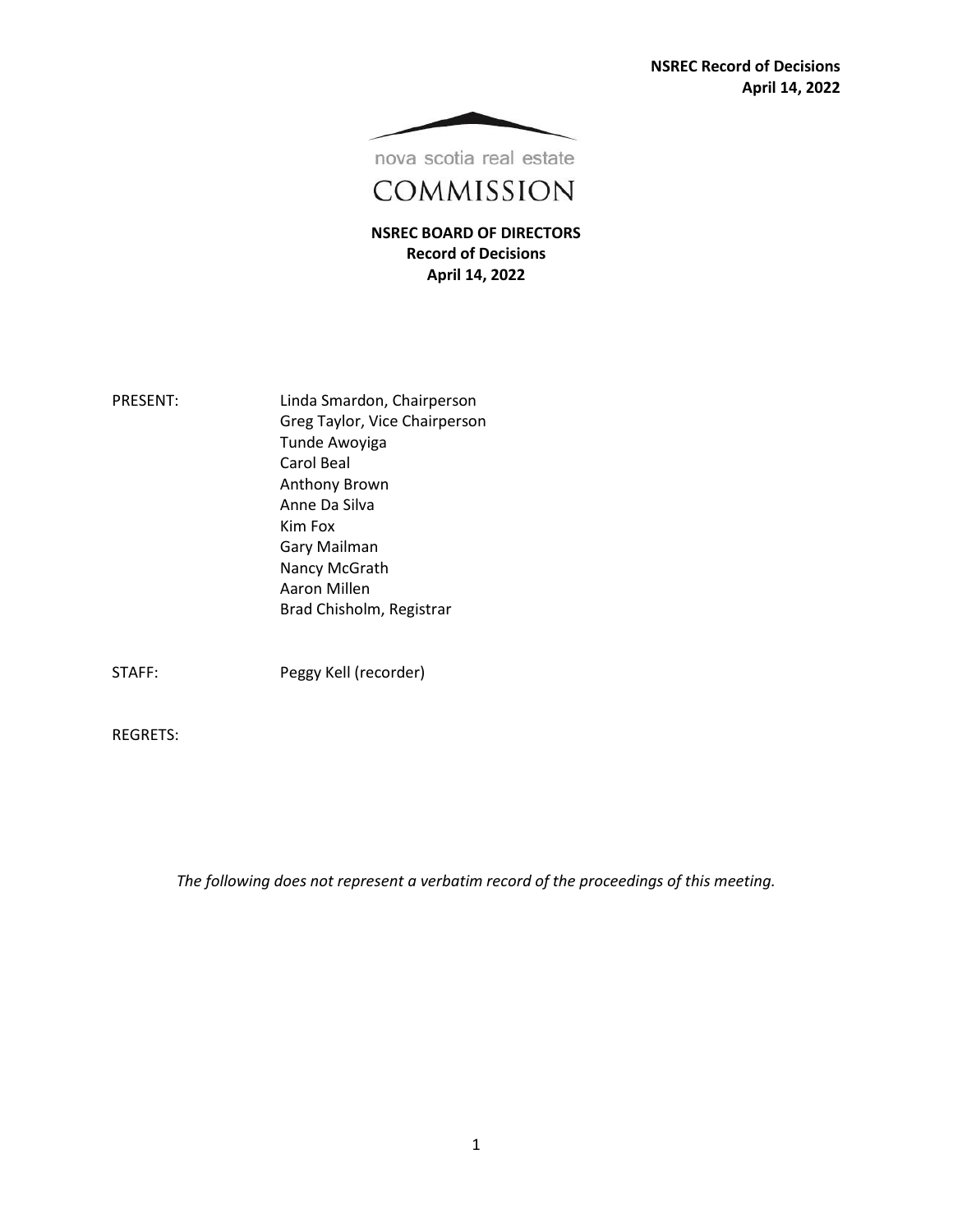nova scotia real estate

COMMISSION

# NSREC BOARD OF DIRECTORS
## Record of Decisions
## April 14, 2022

PRESENT: Linda Smardon, Chairperson
Greg Taylor, Vice Chairperson
Tunde Awoyiga
Carol Beal
Anthony Brown
Anne Da Silva
Kim Fox
Gary Mailman
Nancy McGrath
Aaron Millen
Brad Chisholm, Registrar

STAFF: Peggy Kell (recorder)

REGRETS:

*The following does not represent a verbatim record of the proceedings of this meeting.*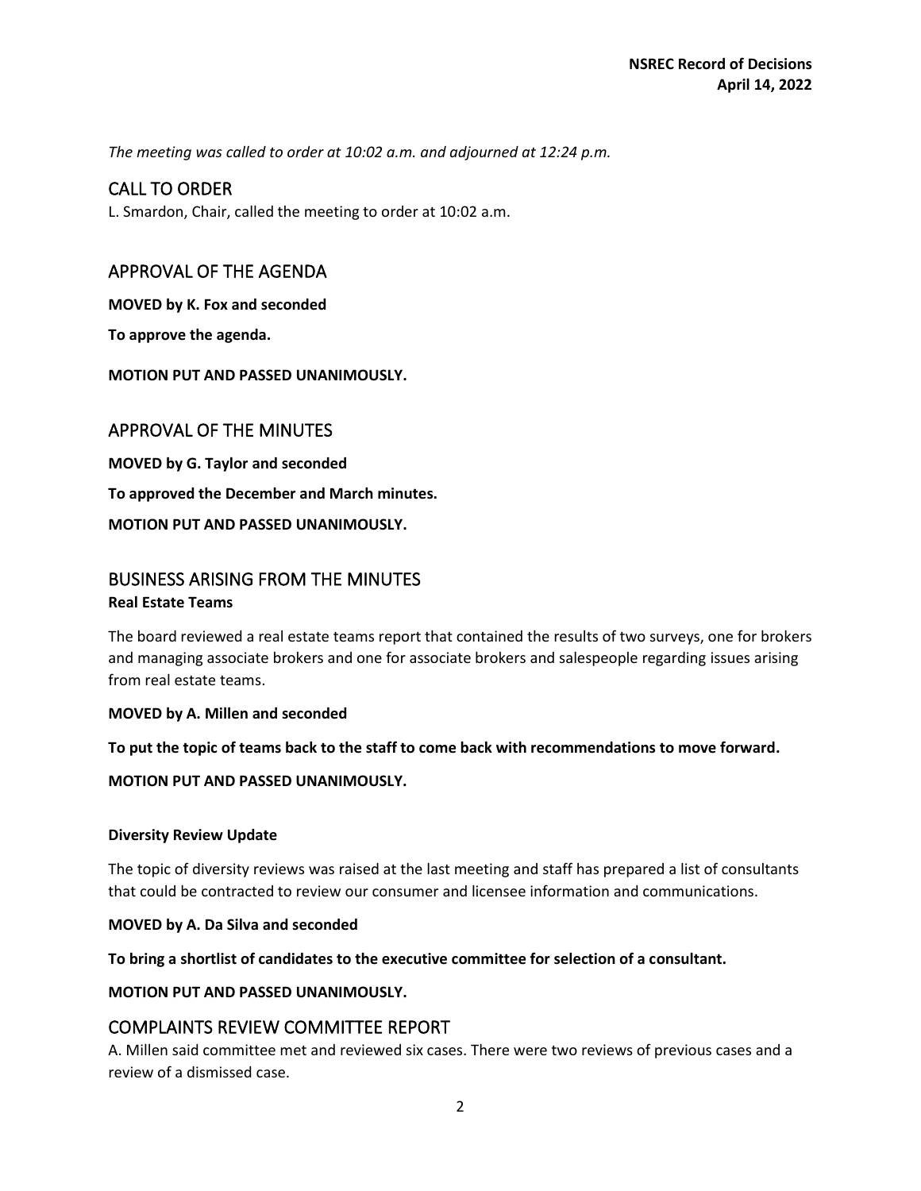*The meeting was called to order at 10:02 a.m. and adjourned at 12:24 p.m.*

## CALL TO ORDER

L. Smardon, Chair, called the meeting to order at 10:02 a.m.

## APPROVAL OF THE AGENDA

**MOVED by K. Fox and seconded**

**To approve the agenda.**

**MOTION PUT AND PASSED UNANIMOUSLY.**

## APPROVAL OF THE MINUTES

**MOVED by G. Taylor and seconded**

**To approved the December and March minutes.**

**MOTION PUT AND PASSED UNANIMOUSLY.**

## BUSINESS ARISING FROM THE MINUTES

**Real Estate Teams**

The board reviewed a real estate teams report that contained the results of two surveys, one for brokers and managing associate brokers and one for associate brokers and salespeople regarding issues arising from real estate teams.

**MOVED by A. Millen and seconded**

**To put the topic of teams back to the staff to come back with recommendations to move forward.**

**MOTION PUT AND PASSED UNANIMOUSLY.**

**Diversity Review Update**

The topic of diversity reviews was raised at the last meeting and staff has prepared a list of consultants that could be contracted to review our consumer and licensee information and communications.

**MOVED by A. Da Silva and seconded**

**To bring a shortlist of candidates to the executive committee for selection of a consultant.**

**MOTION PUT AND PASSED UNANIMOUSLY.**

## COMPLAINTS REVIEW COMMITTEE REPORT

A. Millen said committee met and reviewed six cases. There were two reviews of previous cases and a review of a dismissed case.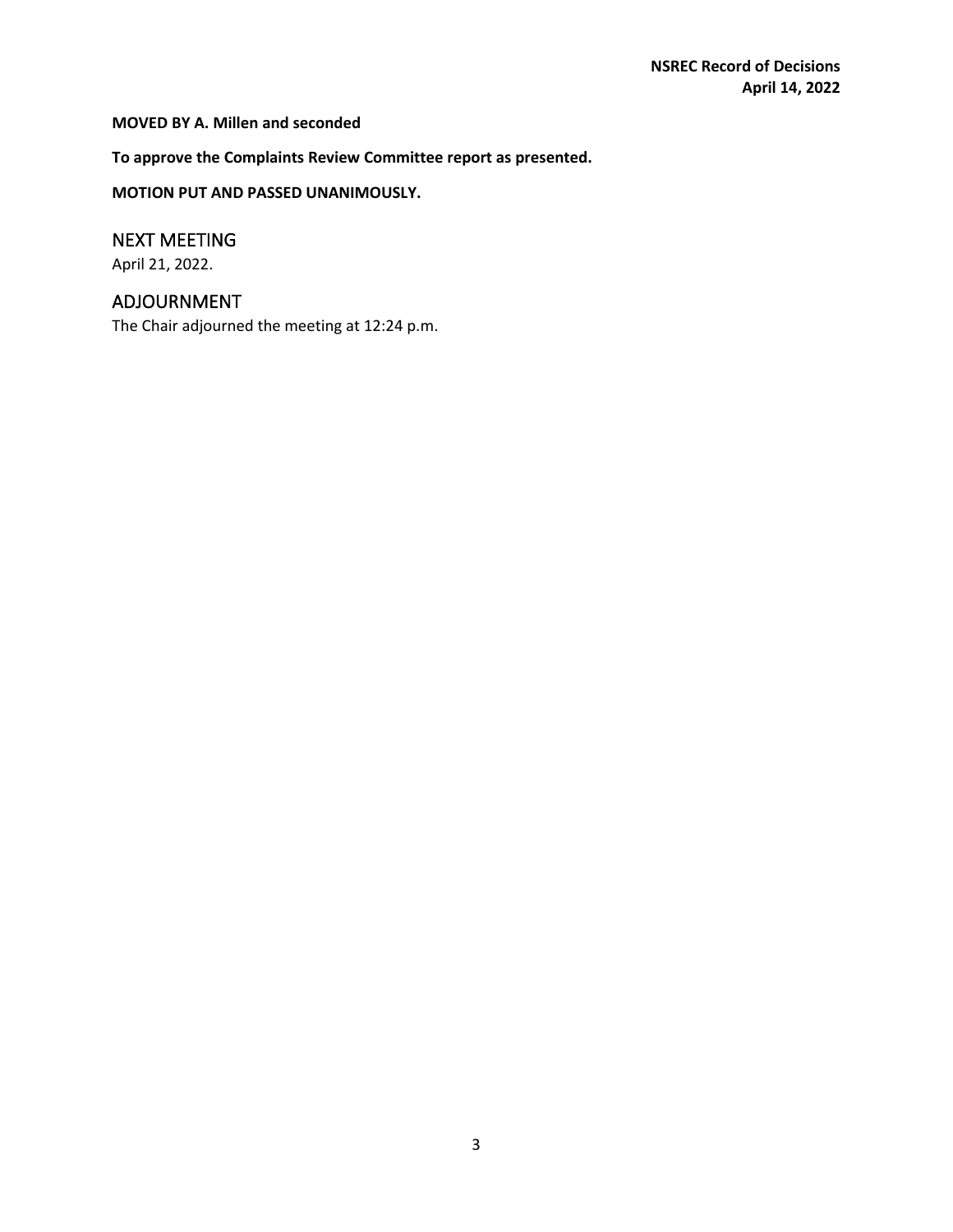**MOVED BY A. Millen and seconded**

**To approve the Complaints Review Committee report as presented.**

**MOTION PUT AND PASSED UNANIMOUSLY.**

## NEXT MEETING

April 21, 2022.

## ADJOURNMENT

The Chair adjourned the meeting at 12:24 p.m.